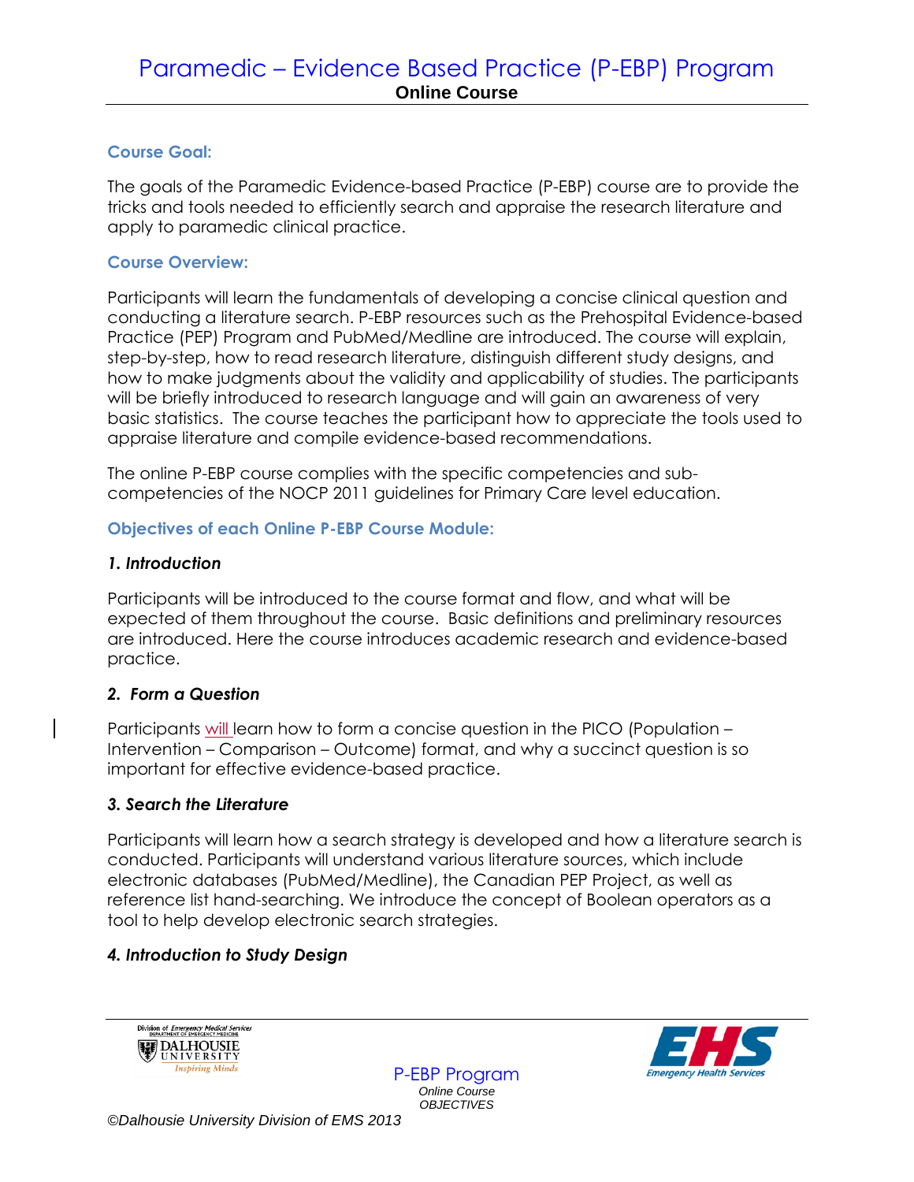# Paramedic – Evidence Based Practice (P-EBP) Program

**Online Course**

### Course Goal:

The goals of the Paramedic Evidence-based Practice (P-EBP) course are to provide the tricks and tools needed to efficiently search and appraise the research literature and apply to paramedic clinical practice.

### Course Overview:

Participants will learn the fundamentals of developing a concise clinical question and conducting a literature search. P-EBP resources such as the Prehospital Evidence-based Practice (PEP) Program and PubMed/Medline are introduced. The course will explain, step-by-step, how to read research literature, distinguish different study designs, and how to make judgments about the validity and applicability of studies. The participants will be briefly introduced to research language and will gain an awareness of very basic statistics. The course teaches the participant how to appreciate the tools used to appraise literature and compile evidence-based recommendations.

The online P-EBP course complies with the specific competencies and sub-competencies of the NOCP 2011 guidelines for Primary Care level education.

### Objectives of each Online P-EBP Course Module:

#### *1. Introduction*

Participants will be introduced to the course format and flow, and what will be expected of them throughout the course. Basic definitions and preliminary resources are introduced. Here the course introduces academic research and evidence-based practice.

#### *2. Form a Question*

Participants will learn how to form a concise question in the PICO (Population – Intervention – Comparison – Outcome) format, and why a succinct question is so important for effective evidence-based practice.

#### *3. Search the Literature*

Participants will learn how a search strategy is developed and how a literature search is conducted. Participants will understand various literature sources, which include electronic databases (PubMed/Medline), the Canadian PEP Project, as well as reference list hand-searching. We introduce the concept of Boolean operators as a tool to help develop electronic search strategies.

#### *4. Introduction to Study Design*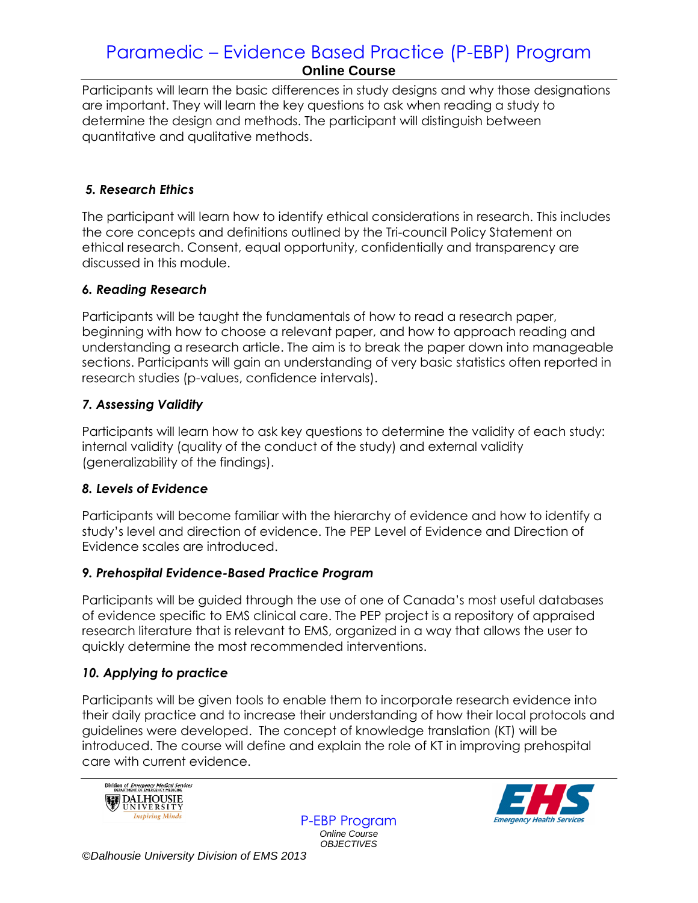Participants will learn the basic differences in study designs and why those designations are important. They will learn the key questions to ask when reading a study to determine the design and methods. The participant will distinguish between quantitative and qualitative methods.

### *5. Research Ethics*

The participant will learn how to identify ethical considerations in research. This includes the core concepts and definitions outlined by the Tri-council Policy Statement on ethical research. Consent, equal opportunity, confidentially and transparency are discussed in this module.

### *6. Reading Research*

Participants will be taught the fundamentals of how to read a research paper, beginning with how to choose a relevant paper, and how to approach reading and understanding a research article. The aim is to break the paper down into manageable sections. Participants will gain an understanding of very basic statistics often reported in research studies (p-values, confidence intervals).

### *7. Assessing Validity*

Participants will learn how to ask key questions to determine the validity of each study: internal validity (quality of the conduct of the study) and external validity (generalizability of the findings).

### *8. Levels of Evidence*

Participants will become familiar with the hierarchy of evidence and how to identify a study's level and direction of evidence. The PEP Level of Evidence and Direction of Evidence scales are introduced.

### *9. Prehospital Evidence-Based Practice Program*

Participants will be guided through the use of one of Canada's most useful databases of evidence specific to EMS clinical care. The PEP project is a repository of appraised research literature that is relevant to EMS, organized in a way that allows the user to quickly determine the most recommended interventions.

### *10. Applying to practice*

Participants will be given tools to enable them to incorporate research evidence into their daily practice and to increase their understanding of how their local protocols and guidelines were developed. The concept of knowledge translation (KT) will be introduced. The course will define and explain the role of KT in improving prehospital care with current evidence.